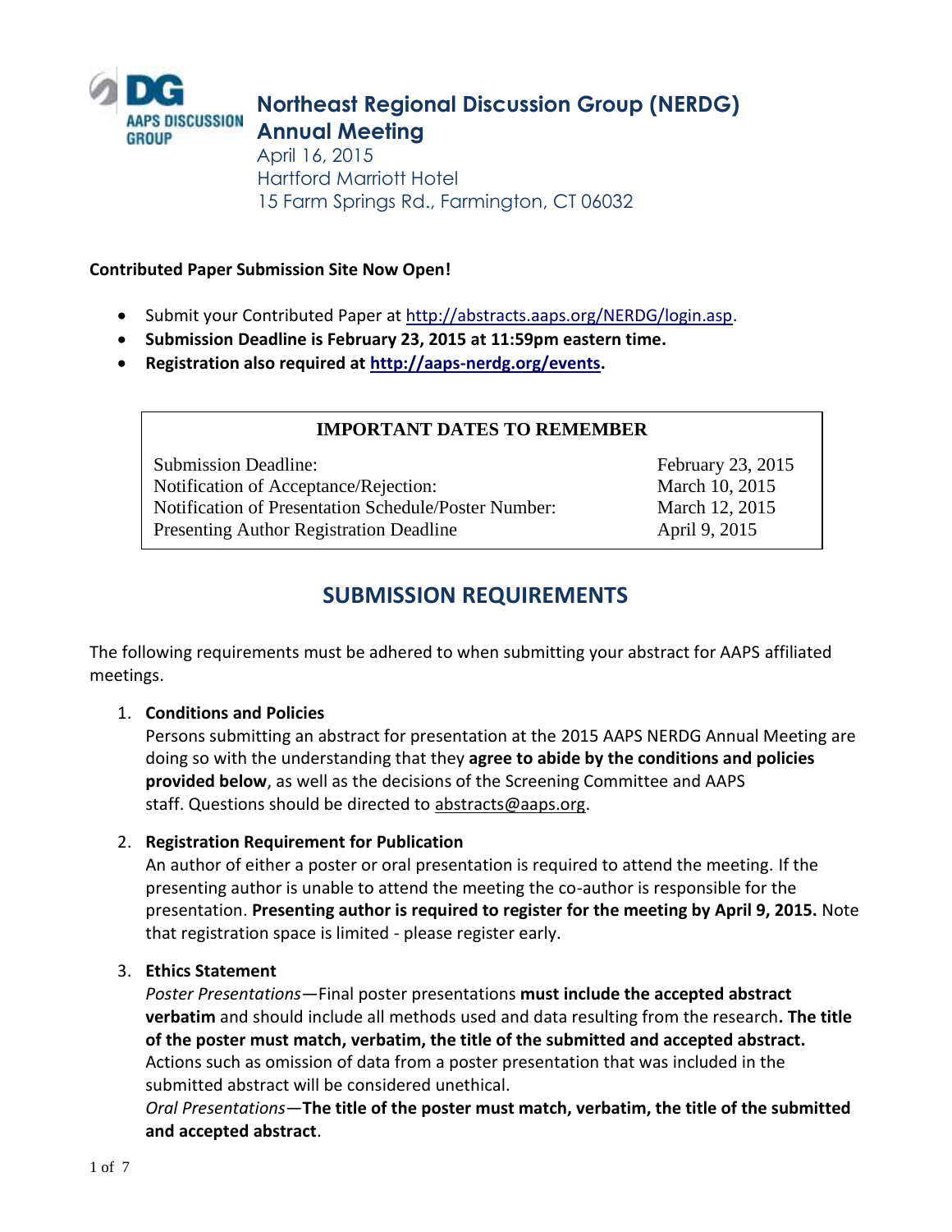# Northeast Regional Discussion Group (NERDG) Annual Meeting

April 16, 2015
Hartford Marriott Hotel
15 Farm Springs Rd., Farmington, CT 06032

**Contributed Paper Submission Site Now Open!**

- Submit your Contributed Paper at http://abstracts.aaps.org/NERDG/login.asp.
- **Submission Deadline is February 23, 2015 at 11:59pm eastern time.**
- **Registration also required at http://aaps-nerdg.org/events.**

| IMPORTANT DATES TO REMEMBER | |
|---|---|
| Submission Deadline: | February 23, 2015 |
| Notification of Acceptance/Rejection: | March 10, 2015 |
| Notification of Presentation Schedule/Poster Number: | March 12, 2015 |
| Presenting Author Registration Deadline | April 9, 2015 |

## SUBMISSION REQUIREMENTS

The following requirements must be adhered to when submitting your abstract for AAPS affiliated meetings.

1. **Conditions and Policies**
   Persons submitting an abstract for presentation at the 2015 AAPS NERDG Annual Meeting are doing so with the understanding that they **agree to abide by the conditions and policies provided below**, as well as the decisions of the Screening Committee and AAPS staff. Questions should be directed to abstracts@aaps.org.

2. **Registration Requirement for Publication**
   An author of either a poster or oral presentation is required to attend the meeting. If the presenting author is unable to attend the meeting the co-author is responsible for the presentation. **Presenting author is required to register for the meeting by April 9, 2015.** Note that registration space is limited - please register early.

3. **Ethics Statement**
   *Poster Presentations*—Final poster presentations **must include the accepted abstract verbatim** and should include all methods used and data resulting from the research**. The title of the poster must match, verbatim, the title of the submitted and accepted abstract.** Actions such as omission of data from a poster presentation that was included in the submitted abstract will be considered unethical.
   *Oral Presentations*—**The title of the poster must match, verbatim, the title of the submitted and accepted abstract**.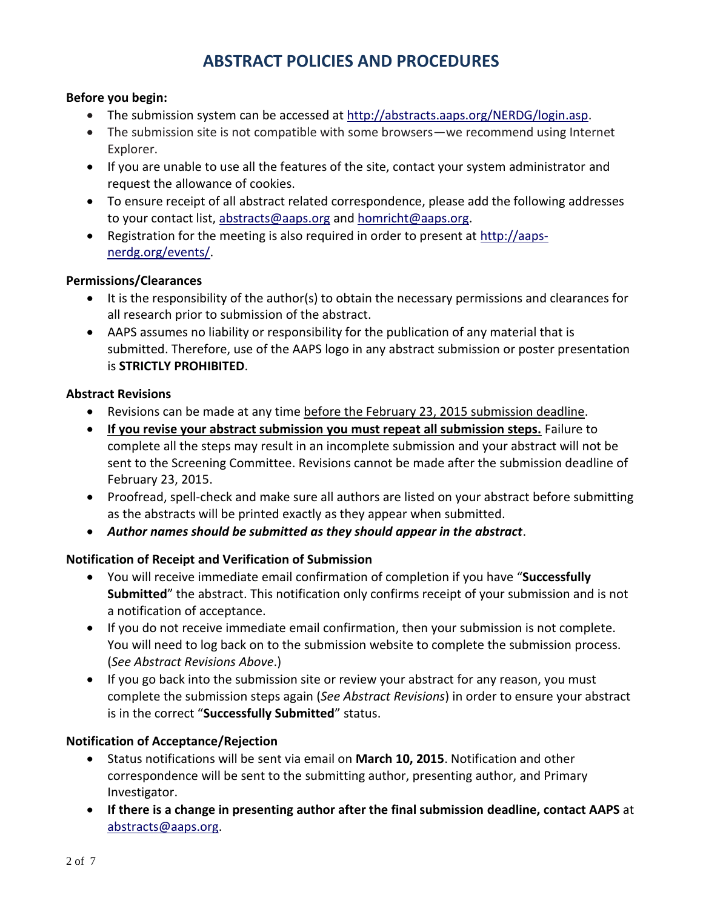# ABSTRACT POLICIES AND PROCEDURES

**Before you begin:**

- The submission system can be accessed at http://abstracts.aaps.org/NERDG/login.asp.
- The submission site is not compatible with some browsers—we recommend using Internet Explorer.
- If you are unable to use all the features of the site, contact your system administrator and request the allowance of cookies.
- To ensure receipt of all abstract related correspondence, please add the following addresses to your contact list, abstracts@aaps.org and homricht@aaps.org.
- Registration for the meeting is also required in order to present at http://aaps-nerdg.org/events/.

**Permissions/Clearances**

- It is the responsibility of the author(s) to obtain the necessary permissions and clearances for all research prior to submission of the abstract.
- AAPS assumes no liability or responsibility for the publication of any material that is submitted. Therefore, use of the AAPS logo in any abstract submission or poster presentation is **STRICTLY PROHIBITED**.

**Abstract Revisions**

- Revisions can be made at any time before the February 23, 2015 submission deadline.
- **If you revise your abstract submission you must repeat all submission steps.** Failure to complete all the steps may result in an incomplete submission and your abstract will not be sent to the Screening Committee. Revisions cannot be made after the submission deadline of February 23, 2015.
- Proofread, spell-check and make sure all authors are listed on your abstract before submitting as the abstracts will be printed exactly as they appear when submitted.
- ***Author names should be submitted as they should appear in the abstract***.

**Notification of Receipt and Verification of Submission**

- You will receive immediate email confirmation of completion if you have "**Successfully Submitted**" the abstract. This notification only confirms receipt of your submission and is not a notification of acceptance.
- If you do not receive immediate email confirmation, then your submission is not complete. You will need to log back on to the submission website to complete the submission process. (*See Abstract Revisions Above*.)
- If you go back into the submission site or review your abstract for any reason, you must complete the submission steps again (*See Abstract Revisions*) in order to ensure your abstract is in the correct "**Successfully Submitted**" status.

**Notification of Acceptance/Rejection**

- Status notifications will be sent via email on **March 10, 2015**. Notification and other correspondence will be sent to the submitting author, presenting author, and Primary Investigator.
- **If there is a change in presenting author after the final submission deadline, contact AAPS** at abstracts@aaps.org.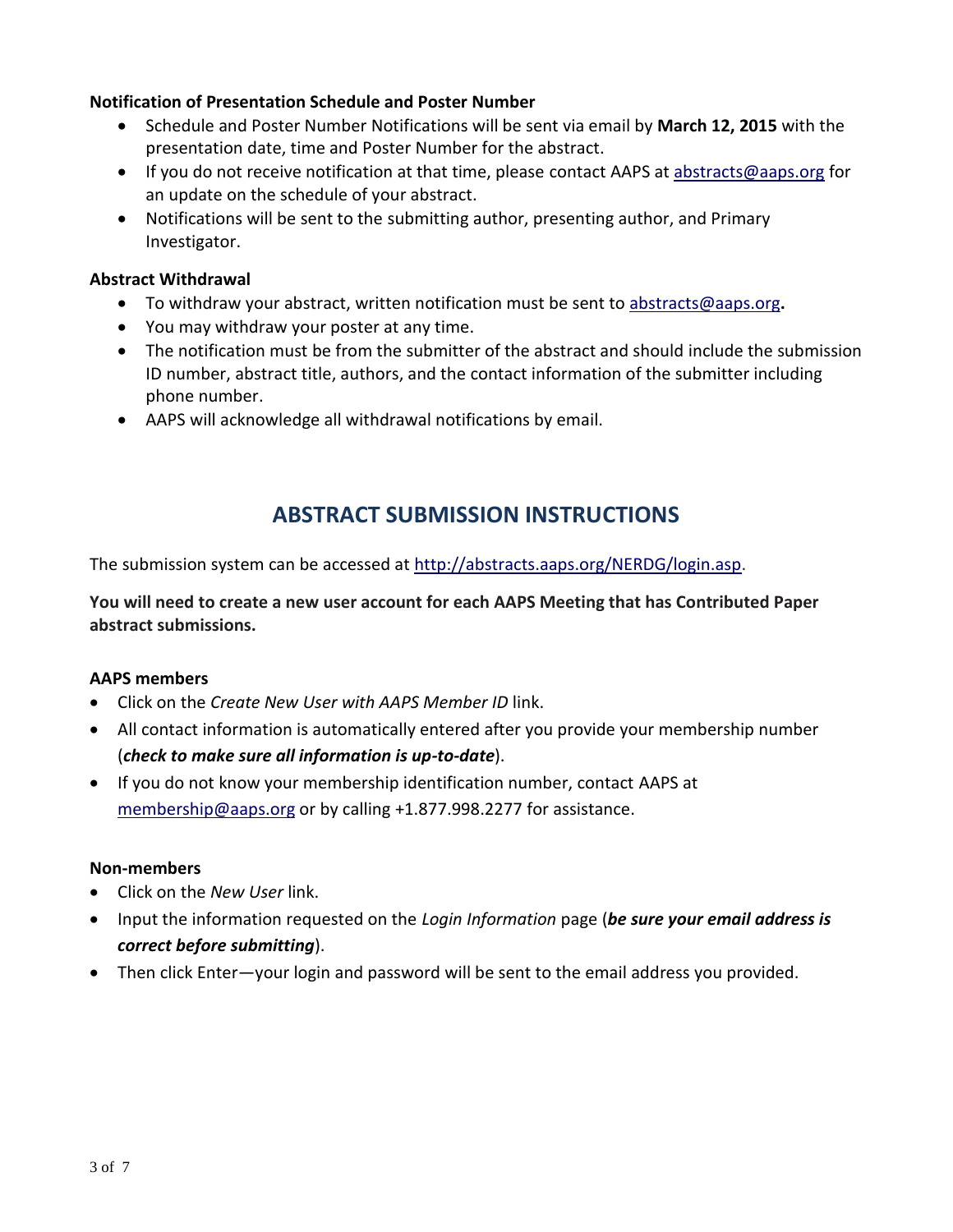**Notification of Presentation Schedule and Poster Number**

- Schedule and Poster Number Notifications will be sent via email by **March 12, 2015** with the presentation date, time and Poster Number for the abstract.
- If you do not receive notification at that time, please contact AAPS at abstracts@aaps.org for an update on the schedule of your abstract.
- Notifications will be sent to the submitting author, presenting author, and Primary Investigator.

**Abstract Withdrawal**

- To withdraw your abstract, written notification must be sent to abstracts@aaps.org**.**
- You may withdraw your poster at any time.
- The notification must be from the submitter of the abstract and should include the submission ID number, abstract title, authors, and the contact information of the submitter including phone number.
- AAPS will acknowledge all withdrawal notifications by email.

## ABSTRACT SUBMISSION INSTRUCTIONS

The submission system can be accessed at http://abstracts.aaps.org/NERDG/login.asp.

**You will need to create a new user account for each AAPS Meeting that has Contributed Paper abstract submissions.**

**AAPS members**

- Click on the *Create New User with AAPS Member ID* link.
- All contact information is automatically entered after you provide your membership number (***check to make sure all information is up-to-date***).
- If you do not know your membership identification number, contact AAPS at membership@aaps.org or by calling +1.877.998.2277 for assistance.

**Non-members**

- Click on the *New User* link.
- Input the information requested on the *Login Information* page (***be sure your email address is correct before submitting***).
- Then click Enter—your login and password will be sent to the email address you provided.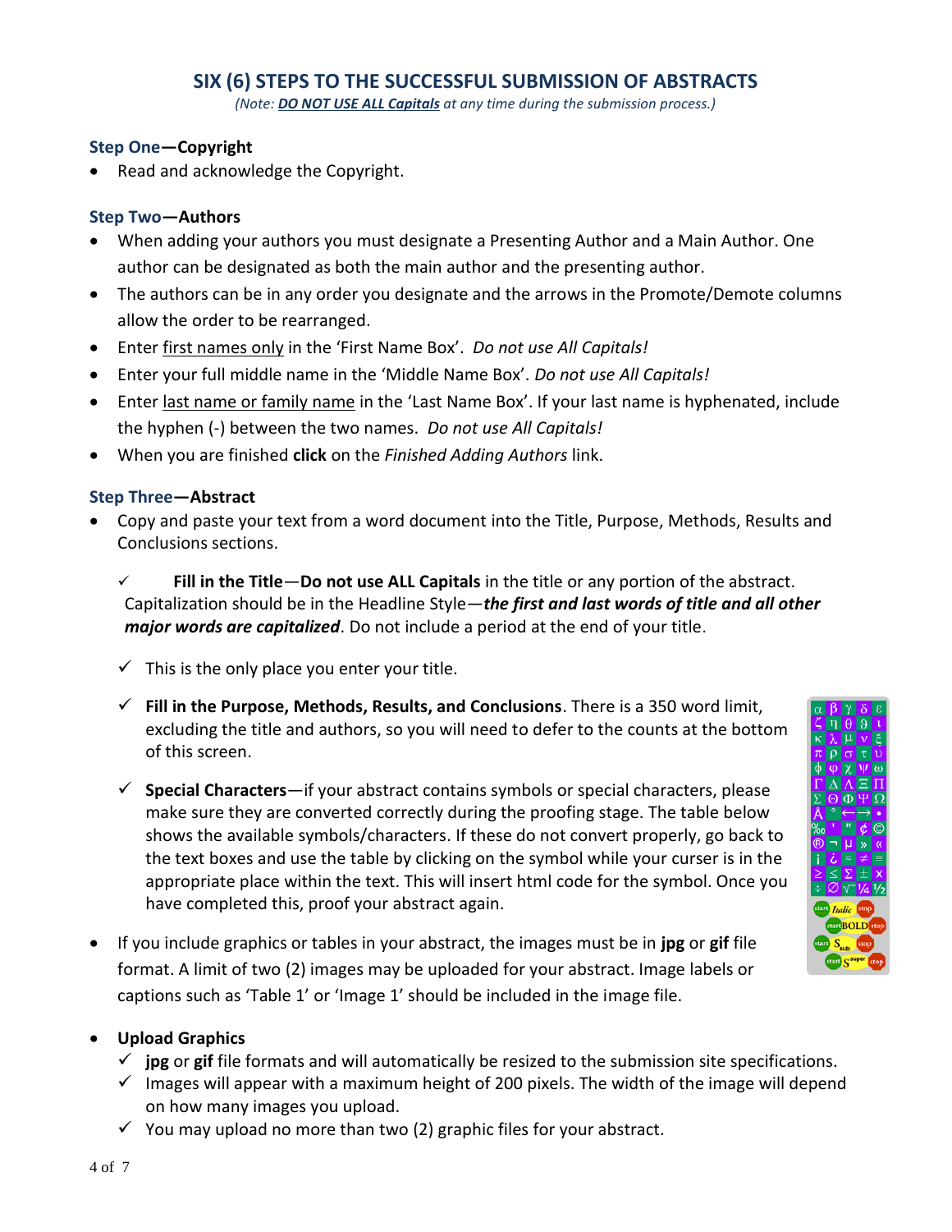# SIX (6) STEPS TO THE SUCCESSFUL SUBMISSION OF ABSTRACTS

*(Note: **DO NOT USE ALL Capitals** at any time during the submission process.)*

### Step One—Copyright

- Read and acknowledge the Copyright.

### Step Two—Authors

- When adding your authors you must designate a Presenting Author and a Main Author. One author can be designated as both the main author and the presenting author.
- The authors can be in any order you designate and the arrows in the Promote/Demote columns allow the order to be rearranged.
- Enter first names only in the 'First Name Box'. *Do not use All Capitals!*
- Enter your full middle name in the 'Middle Name Box'. *Do not use All Capitals!*
- Enter last name or family name in the 'Last Name Box'. If your last name is hyphenated, include the hyphen (-) between the two names. *Do not use All Capitals!*
- When you are finished **click** on the *Finished Adding Authors* link.

### Step Three—Abstract

- Copy and paste your text from a word document into the Title, Purpose, Methods, Results and Conclusions sections.
  - ✓ **Fill in the Title**—**Do not use ALL Capitals** in the title or any portion of the abstract. Capitalization should be in the Headline Style—***the first and last words of title and all other major words are capitalized***. Do not include a period at the end of your title.
  - ✓ This is the only place you enter your title.
  - ✓ **Fill in the Purpose, Methods, Results, and Conclusions**. There is a 350 word limit, excluding the title and authors, so you will need to defer to the counts at the bottom of this screen.
  - ✓ **Special Characters**—if your abstract contains symbols or special characters, please make sure they are converted correctly during the proofing stage. The table below shows the available symbols/characters. If these do not convert properly, go back to the text boxes and use the table by clicking on the symbol while your curser is in the appropriate place within the text. This will insert html code for the symbol. Once you have completed this, proof your abstract again.
- If you include graphics or tables in your abstract, the images must be in **jpg** or **gif** file format. A limit of two (2) images may be uploaded for your abstract. Image labels or captions such as 'Table 1' or 'Image 1' should be included in the image file.
- **Upload Graphics**
  - ✓ **jpg** or **gif** file formats and will automatically be resized to the submission site specifications.
  - ✓ Images will appear with a maximum height of 200 pixels. The width of the image will depend on how many images you upload.
  - ✓ You may upload no more than two (2) graphic files for your abstract.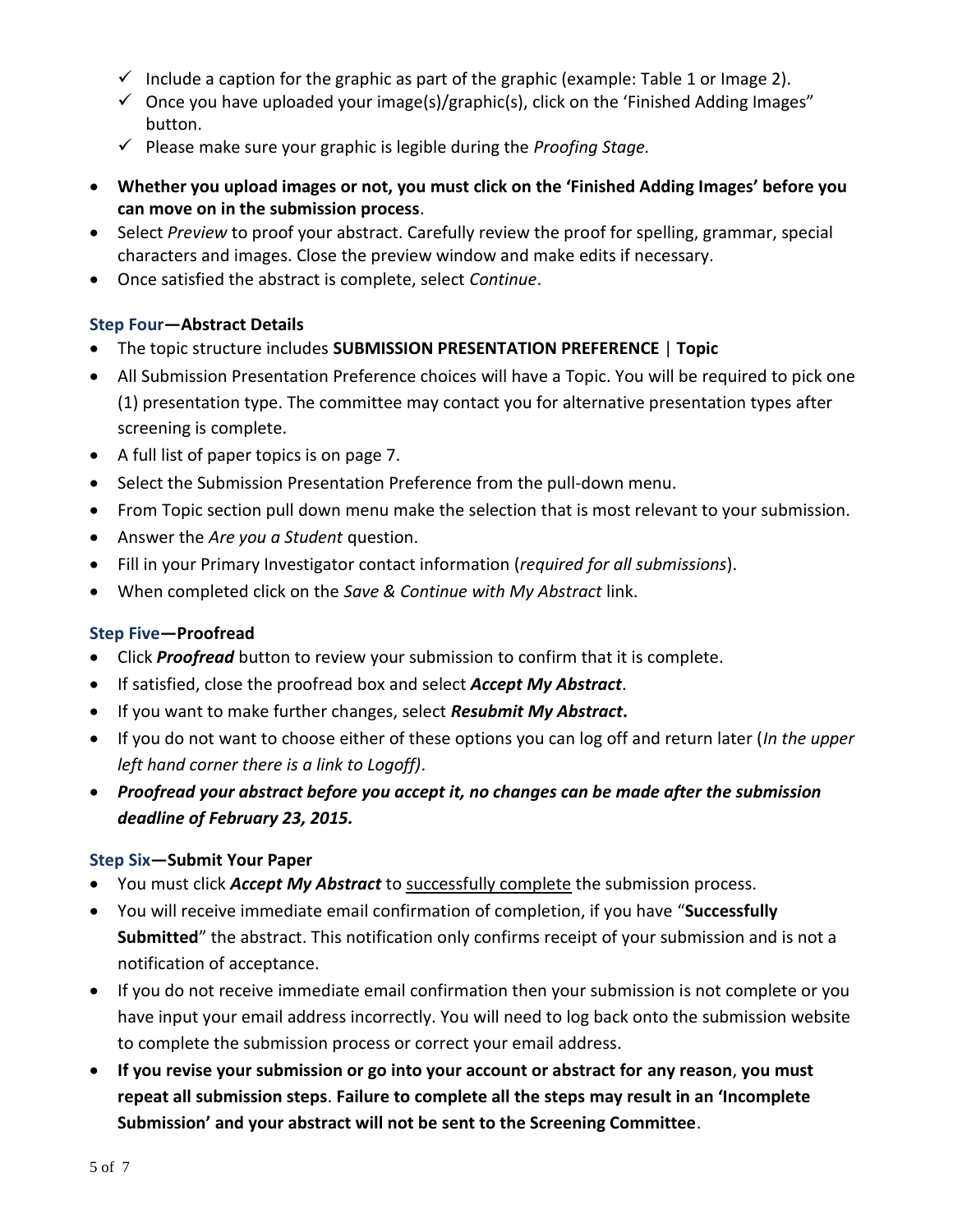- ✓ Include a caption for the graphic as part of the graphic (example: Table 1 or Image 2).
- ✓ Once you have uploaded your image(s)/graphic(s), click on the 'Finished Adding Images" button.
- ✓ Please make sure your graphic is legible during the *Proofing Stage.*

- **Whether you upload images or not, you must click on the 'Finished Adding Images' before you can move on in the submission process**.
- Select *Preview* to proof your abstract. Carefully review the proof for spelling, grammar, special characters and images. Close the preview window and make edits if necessary.
- Once satisfied the abstract is complete, select *Continue*.

### Step Four—Abstract Details

- The topic structure includes **SUBMISSION PRESENTATION PREFERENCE** | **Topic**
- All Submission Presentation Preference choices will have a Topic. You will be required to pick one (1) presentation type. The committee may contact you for alternative presentation types after screening is complete.
- A full list of paper topics is on page 7.
- Select the Submission Presentation Preference from the pull-down menu.
- From Topic section pull down menu make the selection that is most relevant to your submission.
- Answer the *Are you a Student* question.
- Fill in your Primary Investigator contact information (*required for all submissions*).
- When completed click on the *Save & Continue with My Abstract* link.

### Step Five—Proofread

- Click ***Proofread*** button to review your submission to confirm that it is complete.
- If satisfied, close the proofread box and select ***Accept My Abstract***.
- If you want to make further changes, select ***Resubmit My Abstract*.**
- If you do not want to choose either of these options you can log off and return later (*In the upper left hand corner there is a link to Logoff)*.
- ***Proofread your abstract before you accept it, no changes can be made after the submission deadline of February 23, 2015.***

### Step Six—Submit Your Paper

- You must click ***Accept My Abstract*** to successfully complete the submission process.
- You will receive immediate email confirmation of completion, if you have "**Successfully Submitted**" the abstract. This notification only confirms receipt of your submission and is not a notification of acceptance.
- If you do not receive immediate email confirmation then your submission is not complete or you have input your email address incorrectly. You will need to log back onto the submission website to complete the submission process or correct your email address.
- **If you revise your submission or go into your account or abstract for any reason**, **you must repeat all submission steps**. **Failure to complete all the steps may result in an 'Incomplete Submission' and your abstract will not be sent to the Screening Committee**.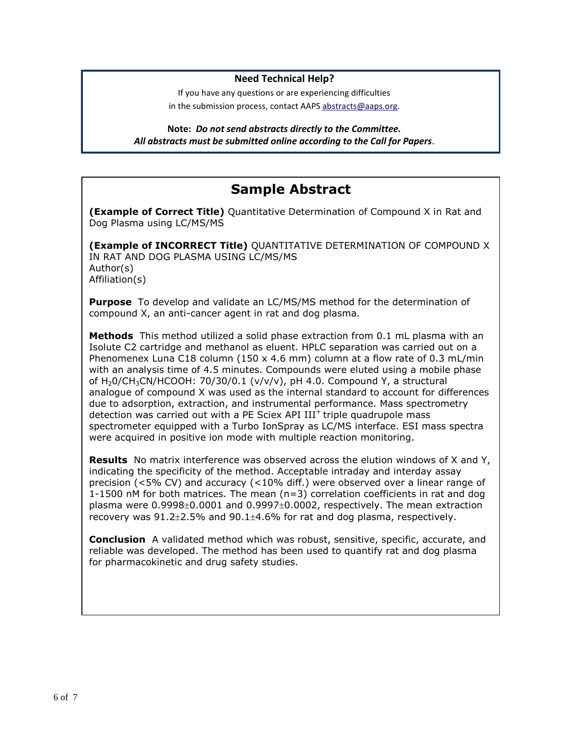**Need Technical Help?**

If you have any questions or are experiencing difficulties in the submission process, contact AAPS abstracts@aaps.org.

**Note:** ***Do not send abstracts directly to the Committee. All abstracts must be submitted online according to the Call for Papers*.**

## Sample Abstract

**(Example of Correct Title)** Quantitative Determination of Compound X in Rat and Dog Plasma using LC/MS/MS

**(Example of INCORRECT Title)** QUANTITATIVE DETERMINATION OF COMPOUND X IN RAT AND DOG PLASMA USING LC/MS/MS
Author(s)
Affiliation(s)

**Purpose** To develop and validate an LC/MS/MS method for the determination of compound X, an anti-cancer agent in rat and dog plasma.

**Methods** This method utilized a solid phase extraction from 0.1 mL plasma with an Isolute C2 cartridge and methanol as eluent. HPLC separation was carried out on a Phenomenex Luna C18 column (150 x 4.6 mm) column at a flow rate of 0.3 mL/min with an analysis time of 4.5 minutes. Compounds were eluted using a mobile phase of $H_20/CH_3CN/HCOOH$: 70/30/0.1 (v/v/v), pH 4.0. Compound Y, a structural analogue of compound X was used as the internal standard to account for differences due to adsorption, extraction, and instrumental performance. Mass spectrometry detection was carried out with a PE Sciex API $III^+$ triple quadrupole mass spectrometer equipped with a Turbo IonSpray as LC/MS interface. ESI mass spectra were acquired in positive ion mode with multiple reaction monitoring.

**Results** No matrix interference was observed across the elution windows of X and Y, indicating the specificity of the method. Acceptable intraday and interday assay precision (<5% CV) and accuracy (<10% diff.) were observed over a linear range of 1-1500 nM for both matrices. The mean (n=3) correlation coefficients in rat and dog plasma were $0.9998\pm0.0001$ and $0.9997\pm0.0002$, respectively. The mean extraction recovery was $91.2\pm2.5\%$ and $90.1\pm4.6\%$ for rat and dog plasma, respectively.

**Conclusion** A validated method which was robust, sensitive, specific, accurate, and reliable was developed. The method has been used to quantify rat and dog plasma for pharmacokinetic and drug safety studies.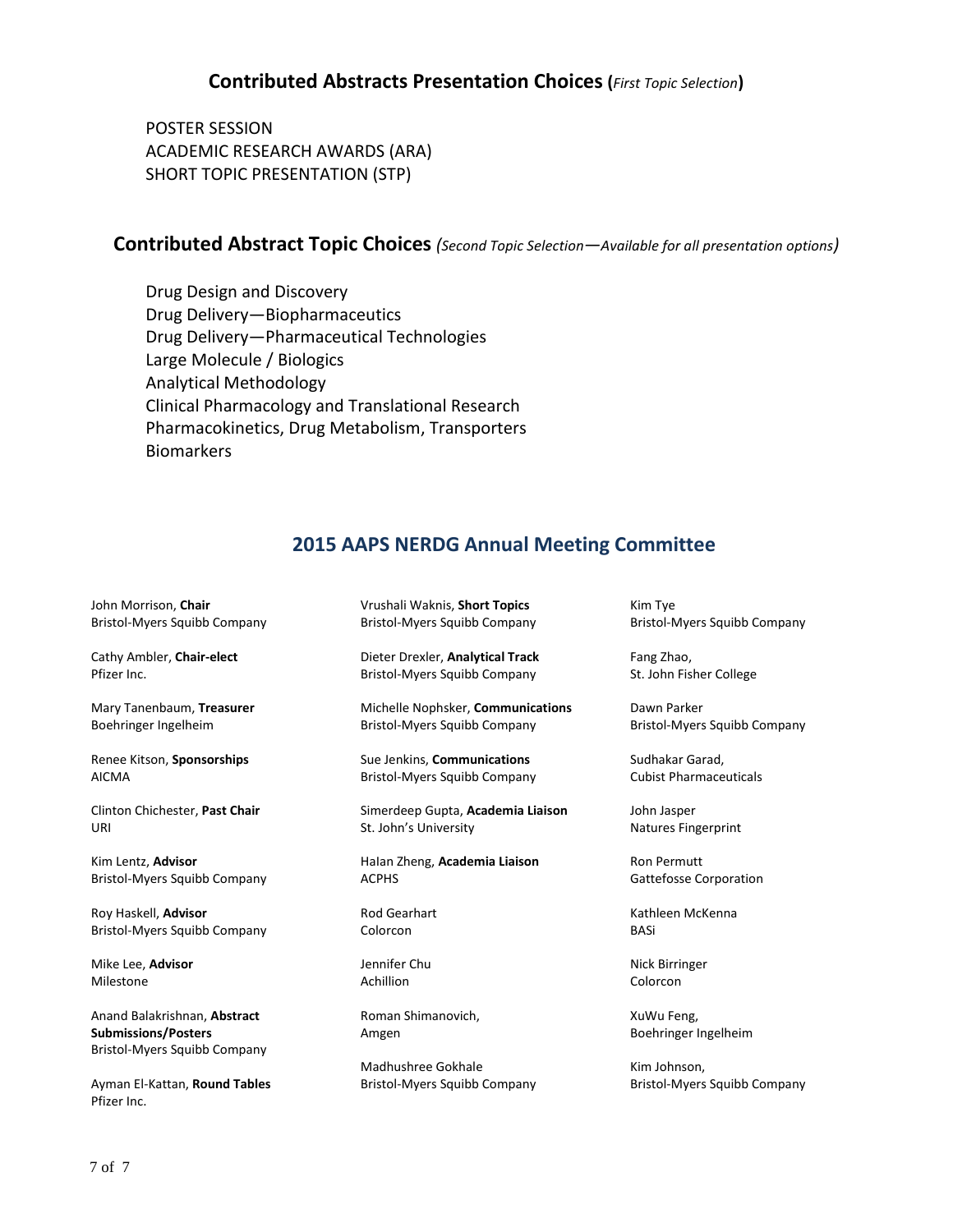## Contributed Abstracts Presentation Choices (*First Topic Selection*)

POSTER SESSION
ACADEMIC RESEARCH AWARDS (ARA)
SHORT TOPIC PRESENTATION (STP)

## Contributed Abstract Topic Choices *(Second Topic Selection—Available for all presentation options)*

Drug Design and Discovery
Drug Delivery—Biopharmaceutics
Drug Delivery—Pharmaceutical Technologies
Large Molecule / Biologics
Analytical Methodology
Clinical Pharmacology and Translational Research
Pharmacokinetics, Drug Metabolism, Transporters
Biomarkers

## 2015 AAPS NERDG Annual Meeting Committee

John Morrison, **Chair**
Bristol-Myers Squibb Company

Cathy Ambler, **Chair-elect**
Pfizer Inc.

Mary Tanenbaum, **Treasurer**
Boehringer Ingelheim

Renee Kitson, **Sponsorships**
AICMA

Clinton Chichester, **Past Chair**
URI

Kim Lentz, **Advisor**
Bristol-Myers Squibb Company

Roy Haskell, **Advisor**
Bristol-Myers Squibb Company

Mike Lee, **Advisor**
Milestone

Anand Balakrishnan, **Abstract Submissions/Posters**
Bristol-Myers Squibb Company

Ayman El-Kattan, **Round Tables**
Pfizer Inc.

Vrushali Waknis, **Short Topics**
Bristol-Myers Squibb Company

Dieter Drexler, **Analytical Track**
Bristol-Myers Squibb Company

Michelle Nophsker, **Communications**
Bristol-Myers Squibb Company

Sue Jenkins, **Communications**
Bristol-Myers Squibb Company

Simerdeep Gupta, **Academia Liaison**
St. John's University

Halan Zheng, **Academia Liaison**
ACPHS

Rod Gearhart
Colorcon

Jennifer Chu
Achillion

Roman Shimanovich,
Amgen

Madhushree Gokhale
Bristol-Myers Squibb Company

Kim Tye
Bristol-Myers Squibb Company

Fang Zhao,
St. John Fisher College

Dawn Parker
Bristol-Myers Squibb Company

Sudhakar Garad,
Cubist Pharmaceuticals

John Jasper
Natures Fingerprint

Ron Permutt
Gattefosse Corporation

Kathleen McKenna
BASi

Nick Birringer
Colorcon

XuWu Feng,
Boehringer Ingelheim

Kim Johnson,
Bristol-Myers Squibb Company